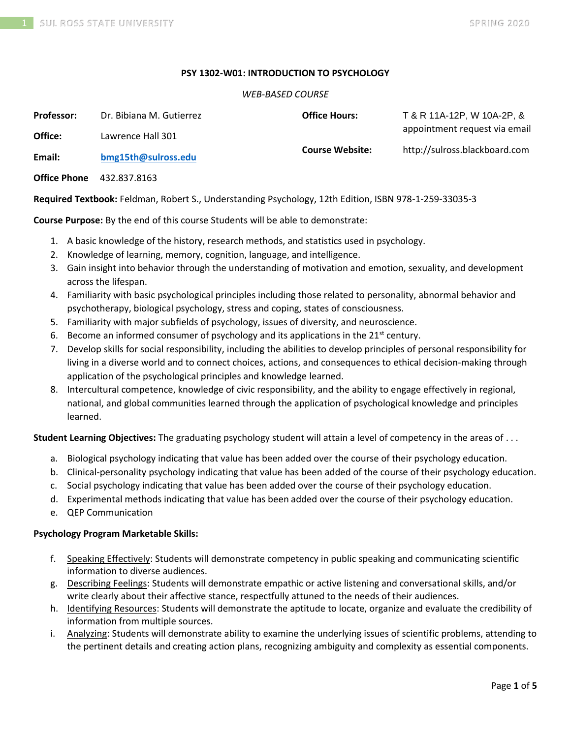# PSY 1302-W01: INTRODUCTION TO PSYCHOLOGY

*WEB-BASED COURSE*

**Professor:** Dr. Bibiana M. Gutierrez

**Office:** Lawrence Hall 301

**Email:** **bmg15th@sulross.edu**

**Office Phone** 432.837.8163

**Office Hours:** T & R 11A-12P, W 10A-2P, & appointment request via email

**Course Website:** http://sulross.blackboard.com

**Required Textbook:** Feldman, Robert S., Understanding Psychology, 12th Edition, ISBN 978-1-259-33035-3

**Course Purpose:** By the end of this course Students will be able to demonstrate:

1. A basic knowledge of the history, research methods, and statistics used in psychology.
2. Knowledge of learning, memory, cognition, language, and intelligence.
3. Gain insight into behavior through the understanding of motivation and emotion, sexuality, and development across the lifespan.
4. Familiarity with basic psychological principles including those related to personality, abnormal behavior and psychotherapy, biological psychology, stress and coping, states of consciousness.
5. Familiarity with major subfields of psychology, issues of diversity, and neuroscience.
6. Become an informed consumer of psychology and its applications in the 21st century.
7. Develop skills for social responsibility, including the abilities to develop principles of personal responsibility for living in a diverse world and to connect choices, actions, and consequences to ethical decision-making through application of the psychological principles and knowledge learned.
8. Intercultural competence, knowledge of civic responsibility, and the ability to engage effectively in regional, national, and global communities learned through the application of psychological knowledge and principles learned.

**Student Learning Objectives:** The graduating psychology student will attain a level of competency in the areas of . . .

a. Biological psychology indicating that value has been added over the course of their psychology education.
b. Clinical-personality psychology indicating that value has been added of the course of their psychology education.
c. Social psychology indicating that value has been added over the course of their psychology education.
d. Experimental methods indicating that value has been added over the course of their psychology education.
e. QEP Communication

**Psychology Program Marketable Skills:**

f. Speaking Effectively: Students will demonstrate competency in public speaking and communicating scientific information to diverse audiences.
g. Describing Feelings: Students will demonstrate empathic or active listening and conversational skills, and/or write clearly about their affective stance, respectfully attuned to the needs of their audiences.
h. Identifying Resources: Students will demonstrate the aptitude to locate, organize and evaluate the credibility of information from multiple sources.
i. Analyzing: Students will demonstrate ability to examine the underlying issues of scientific problems, attending to the pertinent details and creating action plans, recognizing ambiguity and complexity as essential components.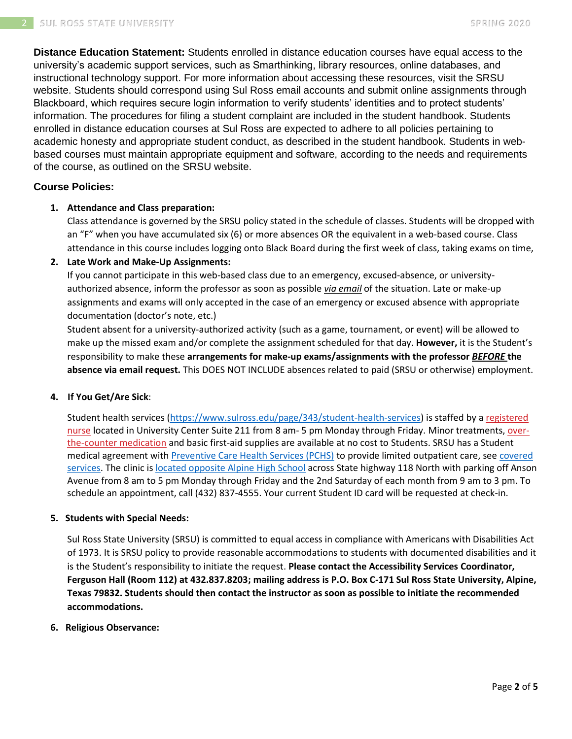**Distance Education Statement:** Students enrolled in distance education courses have equal access to the university's academic support services, such as Smarthinking, library resources, online databases, and instructional technology support. For more information about accessing these resources, visit the SRSU website. Students should correspond using Sul Ross email accounts and submit online assignments through Blackboard, which requires secure login information to verify students' identities and to protect students' information. The procedures for filing a student complaint are included in the student handbook. Students enrolled in distance education courses at Sul Ross are expected to adhere to all policies pertaining to academic honesty and appropriate student conduct, as described in the student handbook. Students in web-based courses must maintain appropriate equipment and software, according to the needs and requirements of the course, as outlined on the SRSU website.

### Course Policies:

1. **Attendance and Class preparation:**
   Class attendance is governed by the SRSU policy stated in the schedule of classes. Students will be dropped with an "F" when you have accumulated six (6) or more absences OR the equivalent in a web-based course. Class attendance in this course includes logging onto Black Board during the first week of class, taking exams on time,

2. **Late Work and Make-Up Assignments:**
   If you cannot participate in this web-based class due to an emergency, excused-absence, or university-authorized absence, inform the professor as soon as possible *via email* of the situation. Late or make-up assignments and exams will only accepted in the case of an emergency or excused absence with appropriate documentation (doctor's note, etc.)
   Student absent for a university-authorized activity (such as a game, tournament, or event) will be allowed to make up the missed exam and/or complete the assignment scheduled for that day. **However,** it is the Student's responsibility to make these **arrangements for make-up exams/assignments with the professor *BEFORE* the absence via email request.** This DOES NOT INCLUDE absences related to paid (SRSU or otherwise) employment.

4. **If You Get/Are Sick**:

   Student health services (https://www.sulross.edu/page/343/student-health-services) is staffed by a registered nurse located in University Center Suite 211 from 8 am- 5 pm Monday through Friday. Minor treatments, over-the-counter medication and basic first-aid supplies are available at no cost to Students. SRSU has a Student medical agreement with Preventive Care Health Services (PCHS) to provide limited outpatient care, see covered services. The clinic is located opposite Alpine High School across State highway 118 North with parking off Anson Avenue from 8 am to 5 pm Monday through Friday and the 2nd Saturday of each month from 9 am to 3 pm. To schedule an appointment, call (432) 837-4555. Your current Student ID card will be requested at check-in.

5. **Students with Special Needs:**

   Sul Ross State University (SRSU) is committed to equal access in compliance with Americans with Disabilities Act of 1973. It is SRSU policy to provide reasonable accommodations to students with documented disabilities and it is the Student's responsibility to initiate the request. **Please contact the Accessibility Services Coordinator, Ferguson Hall (Room 112) at 432.837.8203; mailing address is P.O. Box C-171 Sul Ross State University, Alpine, Texas 79832. Students should then contact the instructor as soon as possible to initiate the recommended accommodations.**

6. **Religious Observance:**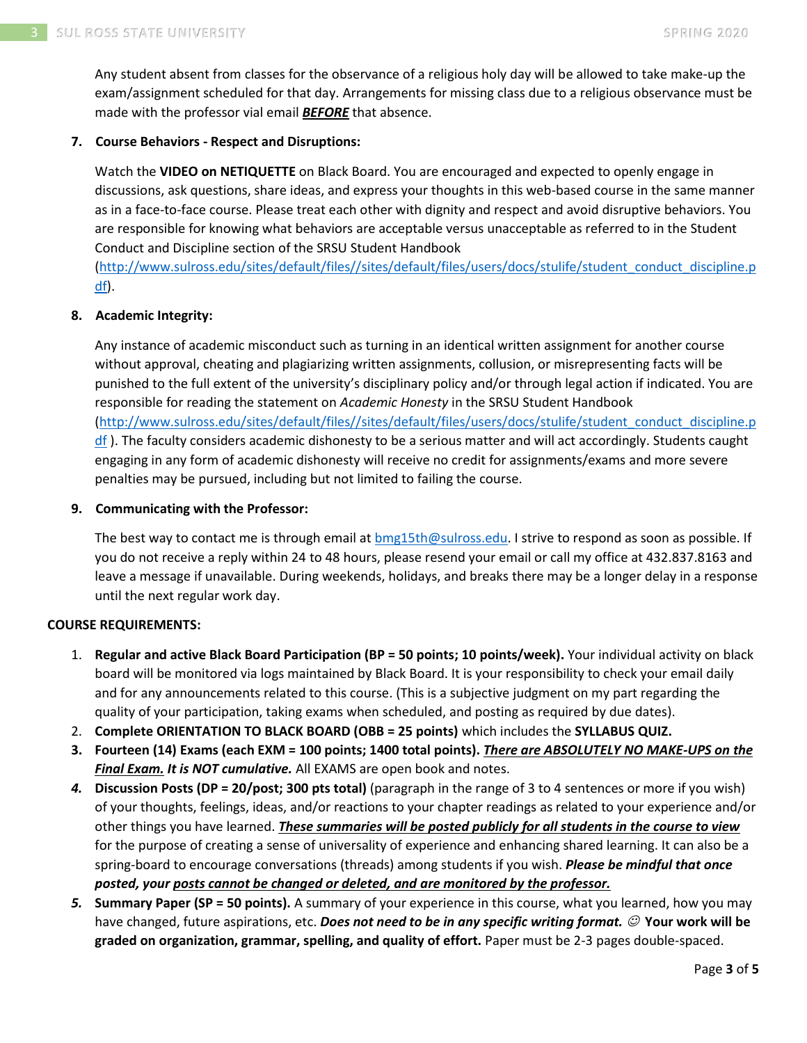Any student absent from classes for the observance of a religious holy day will be allowed to take make-up the exam/assignment scheduled for that day. Arrangements for missing class due to a religious observance must be made with the professor vial email ***BEFORE*** that absence.

7. **Course Behaviors - Respect and Disruptions:**

   Watch the **VIDEO on NETIQUETTE** on Black Board. You are encouraged and expected to openly engage in discussions, ask questions, share ideas, and express your thoughts in this web-based course in the same manner as in a face-to-face course. Please treat each other with dignity and respect and avoid disruptive behaviors. You are responsible for knowing what behaviors are acceptable versus unacceptable as referred to in the Student Conduct and Discipline section of the SRSU Student Handbook (http://www.sulross.edu/sites/default/files//sites/default/files/users/docs/stulife/student_conduct_discipline.pdf).

8. **Academic Integrity:**

   Any instance of academic misconduct such as turning in an identical written assignment for another course without approval, cheating and plagiarizing written assignments, collusion, or misrepresenting facts will be punished to the full extent of the university's disciplinary policy and/or through legal action if indicated. You are responsible for reading the statement on *Academic Honesty* in the SRSU Student Handbook (http://www.sulross.edu/sites/default/files//sites/default/files/users/docs/stulife/student_conduct_discipline.pdf ). The faculty considers academic dishonesty to be a serious matter and will act accordingly. Students caught engaging in any form of academic dishonesty will receive no credit for assignments/exams and more severe penalties may be pursued, including but not limited to failing the course.

9. **Communicating with the Professor:**

   The best way to contact me is through email at bmg15th@sulross.edu. I strive to respond as soon as possible. If you do not receive a reply within 24 to 48 hours, please resend your email or call my office at 432.837.8163 and leave a message if unavailable. During weekends, holidays, and breaks there may be a longer delay in a response until the next regular work day.

**COURSE REQUIREMENTS:**

1. **Regular and active Black Board Participation (BP = 50 points; 10 points/week).** Your individual activity on black board will be monitored via logs maintained by Black Board. It is your responsibility to check your email daily and for any announcements related to this course. (This is a subjective judgment on my part regarding the quality of your participation, taking exams when scheduled, and posting as required by due dates).
2. **Complete ORIENTATION TO BLACK BOARD (OBB = 25 points)** which includes the **SYLLABUS QUIZ.**
3. **Fourteen (14) Exams (each EXM = 100 points; 1400 total points).** ***There are ABSOLUTELY NO MAKE-UPS on the Final Exam.*** ***It is NOT cumulative.*** All EXAMS are open book and notes.
4. **Discussion Posts (DP = 20/post; 300 pts total)** (paragraph in the range of 3 to 4 sentences or more if you wish) of your thoughts, feelings, ideas, and/or reactions to your chapter readings as related to your experience and/or other things you have learned. ***These summaries will be posted publicly for all students in the course to view*** for the purpose of creating a sense of universality of experience and enhancing shared learning. It can also be a spring-board to encourage conversations (threads) among students if you wish. ***Please be mindful that once posted, your posts cannot be changed or deleted, and are monitored by the professor.***
5. **Summary Paper (SP = 50 points).** A summary of your experience in this course, what you learned, how you may have changed, future aspirations, etc. ***Does not need to be in any specific writing format.*** ☺ **Your work will be graded on organization, grammar, spelling, and quality of effort.** Paper must be 2-3 pages double-spaced.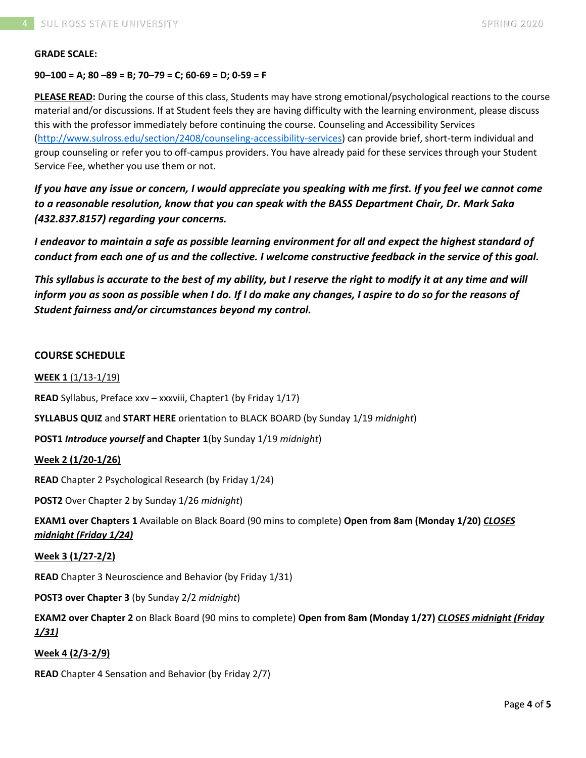**GRADE SCALE:**

**90–100 = A; 80 –89 = B; 70–79 = C; 60-69 = D; 0-59 = F**

**<u>PLEASE READ</u>:** During the course of this class, Students may have strong emotional/psychological reactions to the course material and/or discussions. If at Student feels they are having difficulty with the learning environment, please discuss this with the professor immediately before continuing the course. Counseling and Accessibility Services (http://www.sulross.edu/section/2408/counseling-accessibility-services) can provide brief, short-term individual and group counseling or refer you to off-campus providers. You have already paid for these services through your Student Service Fee, whether you use them or not.

***If you have any issue or concern, I would appreciate you speaking with me first. If you feel we cannot come to a reasonable resolution, know that you can speak with the BASS Department Chair, Dr. Mark Saka (432.837.8157) regarding your concerns.***

***I endeavor to maintain a safe as possible learning environment for all and expect the highest standard of conduct from each one of us and the collective. I welcome constructive feedback in the service of this goal.***

***This syllabus is accurate to the best of my ability, but I reserve the right to modify it at any time and will inform you as soon as possible when I do. If I do make any changes, I aspire to do so for the reasons of Student fairness and/or circumstances beyond my control.***

**COURSE SCHEDULE**

<u>**WEEK 1** (1/13-1/19)</u>

**READ** Syllabus, Preface xxv – xxxviii, Chapter1 (by Friday 1/17)

**SYLLABUS QUIZ** and **START HERE** orientation to BLACK BOARD (by Sunday 1/19 *midnight*)

**POST1 *Introduce yourself* and Chapter 1**(by Sunday 1/19 *midnight*)

<u>**Week 2 (1/20-1/26)**</u>

**READ** Chapter 2 Psychological Research (by Friday 1/24)

**POST2** Over Chapter 2 by Sunday 1/26 *midnight*)

**EXAM1 over Chapters 1** Available on Black Board (90 mins to complete) **Open from 8am (Monday 1/20)** ***<u>CLOSES midnight (Friday 1/24)</u>***

<u>**Week 3 (1/27-2/2)**</u>

**READ** Chapter 3 Neuroscience and Behavior (by Friday 1/31)

**POST3 over Chapter 3** (by Sunday 2/2 *midnight*)

**EXAM2 over Chapter 2** on Black Board (90 mins to complete) **Open from 8am (Monday 1/27)** ***<u>CLOSES midnight (Friday 1/31)</u>***

<u>**Week 4 (2/3-2/9)**</u>

**READ** Chapter 4 Sensation and Behavior (by Friday 2/7)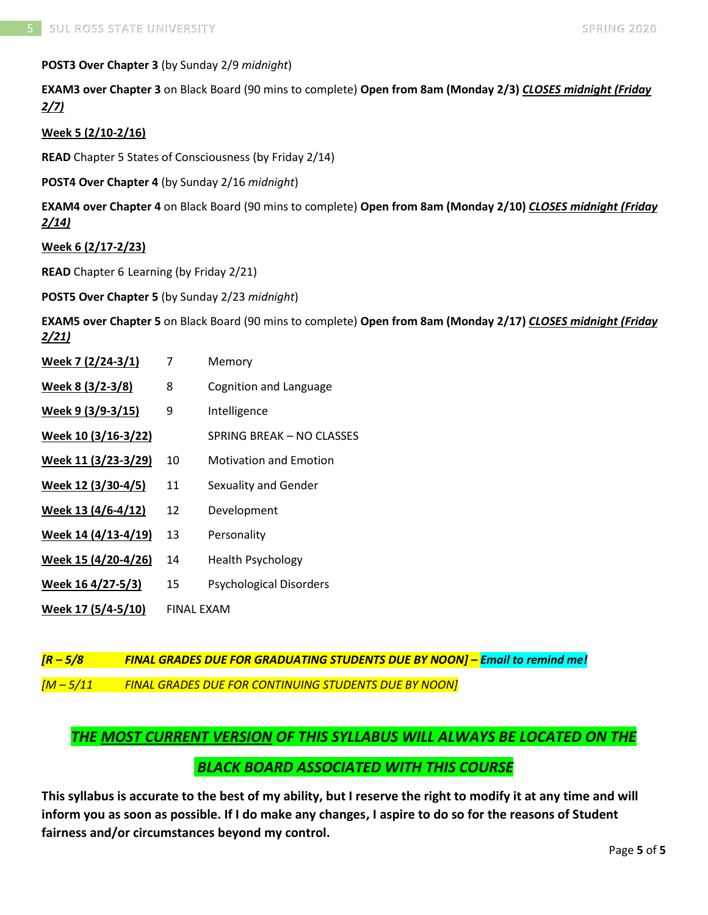**POST3 Over Chapter 3** (by Sunday 2/9 *midnight*)

**EXAM3 over Chapter 3** on Black Board (90 mins to complete) **Open from 8am (Monday 2/3)** ***CLOSES midnight (Friday 2/7)***

**Week 5 (2/10-2/16)**

**READ** Chapter 5 States of Consciousness (by Friday 2/14)

**POST4 Over Chapter 4** (by Sunday 2/16 *midnight*)

**EXAM4 over Chapter 4** on Black Board (90 mins to complete) **Open from 8am (Monday 2/10)** ***CLOSES midnight (Friday 2/14)***

**Week 6 (2/17-2/23)**

**READ** Chapter 6 Learning (by Friday 2/21)

**POST5 Over Chapter 5** (by Sunday 2/23 *midnight*)

**EXAM5 over Chapter 5** on Black Board (90 mins to complete) **Open from 8am (Monday 2/17)** ***CLOSES midnight (Friday 2/21)***

| | | |
|---|---|---|
| **Week 7 (2/24-3/1)** | 7 | Memory |
| **Week 8 (3/2-3/8)** | 8 | Cognition and Language |
| **Week 9 (3/9-3/15)** | 9 | Intelligence |
| **Week 10 (3/16-3/22)** | | SPRING BREAK – NO CLASSES |
| **Week 11 (3/23-3/29)** | 10 | Motivation and Emotion |
| **Week 12 (3/30-4/5)** | 11 | Sexuality and Gender |
| **Week 13 (4/6-4/12)** | 12 | Development |
| **Week 14 (4/13-4/19)** | 13 | Personality |
| **Week 15 (4/20-4/26)** | 14 | Health Psychology |
| **Week 16 4/27-5/3)** | 15 | Psychological Disorders |
| **Week 17 (5/4-5/10)** | FINAL EXAM | |

***[R – 5/8 FINAL GRADES DUE FOR GRADUATING STUDENTS DUE BY NOON] – Email to remind me!***

*[M – 5/11 FINAL GRADES DUE FOR CONTINUING STUDENTS DUE BY NOON]*

***THE MOST CURRENT VERSION OF THIS SYLLABUS WILL ALWAYS BE LOCATED ON THE BLACK BOARD ASSOCIATED WITH THIS COURSE***

**This syllabus is accurate to the best of my ability, but I reserve the right to modify it at any time and will inform you as soon as possible. If I do make any changes, I aspire to do so for the reasons of Student fairness and/or circumstances beyond my control.**